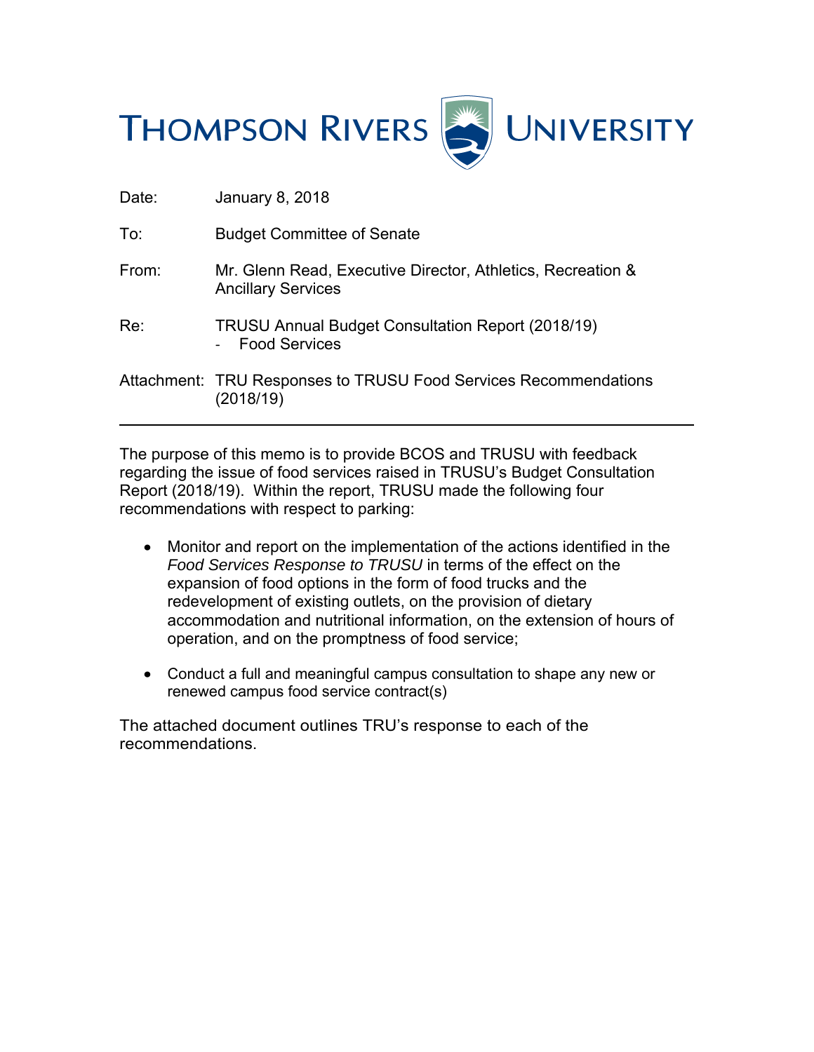# THOMPSON RIVERS UNIVERSITY

Date: January 8, 2018

To: Budget Committee of Senate

From: Mr. Glenn Read, Executive Director, Athletics, Recreation & Ancillary Services

Re: TRUSU Annual Budget Consultation Report (2018/19)
- Food Services

Attachment: TRU Responses to TRUSU Food Services Recommendations (2018/19)

---

The purpose of this memo is to provide BCOS and TRUSU with feedback regarding the issue of food services raised in TRUSU's Budget Consultation Report (2018/19). Within the report, TRUSU made the following four recommendations with respect to parking:

- Monitor and report on the implementation of the actions identified in the *Food Services Response to TRUSU* in terms of the effect on the expansion of food options in the form of food trucks and the redevelopment of existing outlets, on the provision of dietary accommodation and nutritional information, on the extension of hours of operation, and on the promptness of food service;
- Conduct a full and meaningful campus consultation to shape any new or renewed campus food service contract(s)

The attached document outlines TRU's response to each of the recommendations.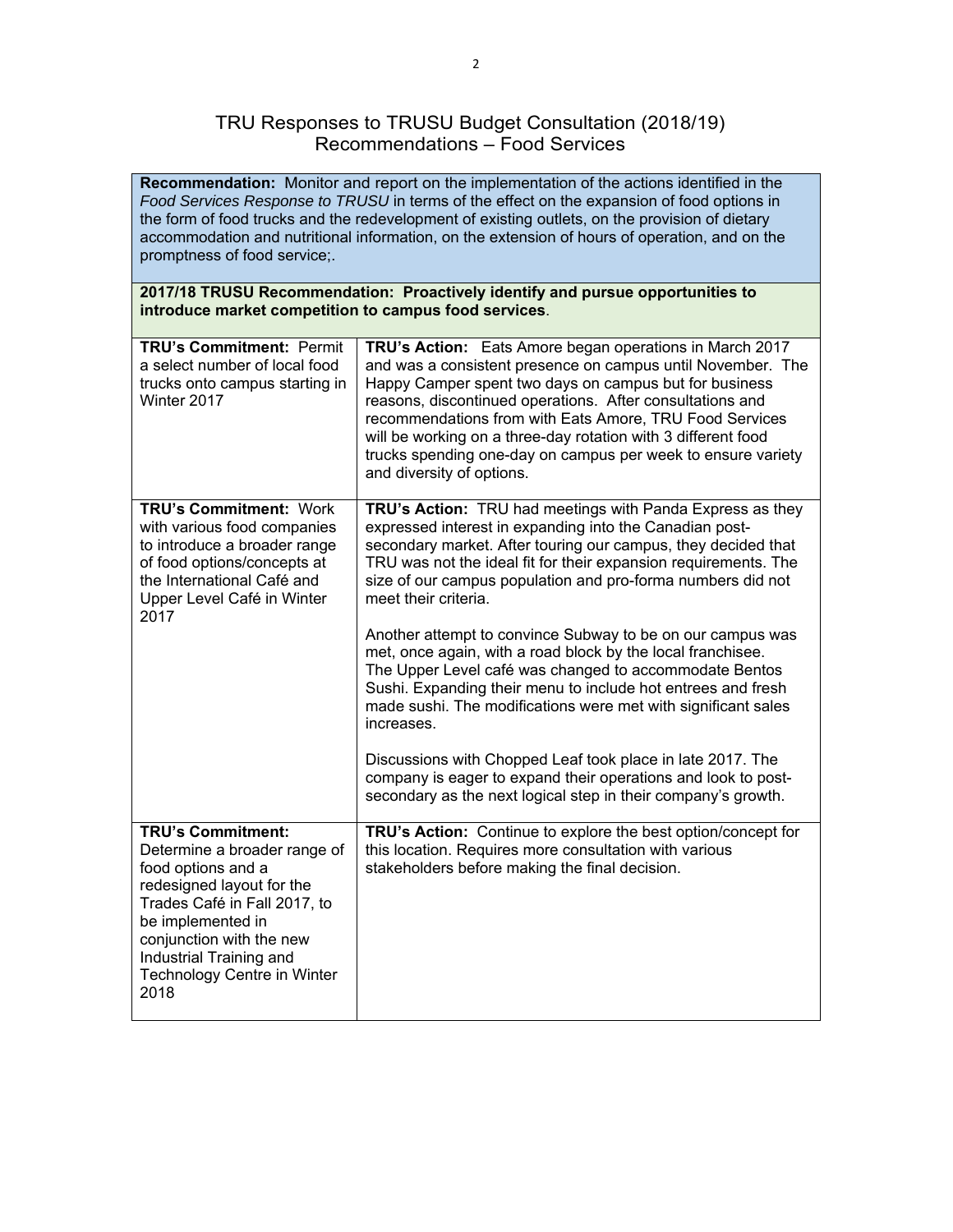# TRU Responses to TRUSU Budget Consultation (2018/19) Recommendations – Food Services

**Recommendation:** Monitor and report on the implementation of the actions identified in the *Food Services Response to TRUSU* in terms of the effect on the expansion of food options in the form of food trucks and the redevelopment of existing outlets, on the provision of dietary accommodation and nutritional information, on the extension of hours of operation, and on the promptness of food service;.

**2017/18 TRUSU Recommendation: Proactively identify and pursue opportunities to introduce market competition to campus food services**.

| TRU's Commitment | TRU's Action |
|---|---|
| **TRU's Commitment:** Permit a select number of local food trucks onto campus starting in Winter 2017 | **TRU's Action:** Eats Amore began operations in March 2017 and was a consistent presence on campus until November. The Happy Camper spent two days on campus but for business reasons, discontinued operations. After consultations and recommendations from with Eats Amore, TRU Food Services will be working on a three-day rotation with 3 different food trucks spending one-day on campus per week to ensure variety and diversity of options. |
| **TRU's Commitment:** Work with various food companies to introduce a broader range of food options/concepts at the International Café and Upper Level Café in Winter 2017 | **TRU's Action:** TRU had meetings with Panda Express as they expressed interest in expanding into the Canadian post-secondary market. After touring our campus, they decided that TRU was not the ideal fit for their expansion requirements. The size of our campus population and pro-forma numbers did not meet their criteria.<br><br>Another attempt to convince Subway to be on our campus was met, once again, with a road block by the local franchisee. The Upper Level café was changed to accommodate Bentos Sushi. Expanding their menu to include hot entrees and fresh made sushi. The modifications were met with significant sales increases.<br><br>Discussions with Chopped Leaf took place in late 2017. The company is eager to expand their operations and look to post-secondary as the next logical step in their company's growth. |
| **TRU's Commitment:** Determine a broader range of food options and a redesigned layout for the Trades Café in Fall 2017, to be implemented in conjunction with the new Industrial Training and Technology Centre in Winter 2018 | **TRU's Action:** Continue to explore the best option/concept for this location. Requires more consultation with various stakeholders before making the final decision. |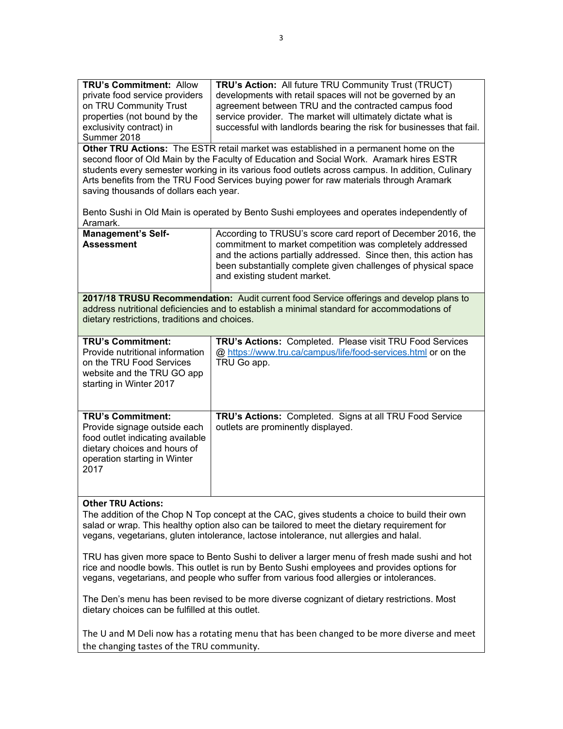| **TRU's Commitment:** Allow private food service providers on TRU Community Trust properties (not bound by the exclusivity contract) in Summer 2018 | **TRU's Action:** All future TRU Community Trust (TRUCT) developments with retail spaces will not be governed by an agreement between TRU and the contracted campus food service provider. The market will ultimately dictate what is successful with landlords bearing the risk for businesses that fail. |
|---|---|

**Other TRU Actions:** The ESTR retail market was established in a permanent home on the second floor of Old Main by the Faculty of Education and Social Work. Aramark hires ESTR students every semester working in its various food outlets across campus. In addition, Culinary Arts benefits from the TRU Food Services buying power for raw materials through Aramark saving thousands of dollars each year.

Bento Sushi in Old Main is operated by Bento Sushi employees and operates independently of Aramark.

| **Management's Self-Assessment** | According to TRUSU's score card report of December 2016, the commitment to market competition was completely addressed and the actions partially addressed. Since then, this action has been substantially complete given challenges of physical space and existing student market. |
|---|---|

**2017/18 TRUSU Recommendation:** Audit current food Service offerings and develop plans to address nutritional deficiencies and to establish a minimal standard for accommodations of dietary restrictions, traditions and choices.

| **TRU's Commitment:** Provide nutritional information on the TRU Food Services website and the TRU GO app starting in Winter 2017 | **TRU's Actions:** Completed. Please visit TRU Food Services @ https://www.tru.ca/campus/life/food-services.html or on the TRU Go app. |
|---|---|
| **TRU's Commitment:** Provide signage outside each food outlet indicating available dietary choices and hours of operation starting in Winter 2017 | **TRU's Actions:** Completed. Signs at all TRU Food Service outlets are prominently displayed. |

**Other TRU Actions:**

The addition of the Chop N Top concept at the CAC, gives students a choice to build their own salad or wrap. This healthy option also can be tailored to meet the dietary requirement for vegans, vegetarians, gluten intolerance, lactose intolerance, nut allergies and halal.

TRU has given more space to Bento Sushi to deliver a larger menu of fresh made sushi and hot rice and noodle bowls. This outlet is run by Bento Sushi employees and provides options for vegans, vegetarians, and people who suffer from various food allergies or intolerances.

The Den's menu has been revised to be more diverse cognizant of dietary restrictions. Most dietary choices can be fulfilled at this outlet.

The U and M Deli now has a rotating menu that has been changed to be more diverse and meet the changing tastes of the TRU community.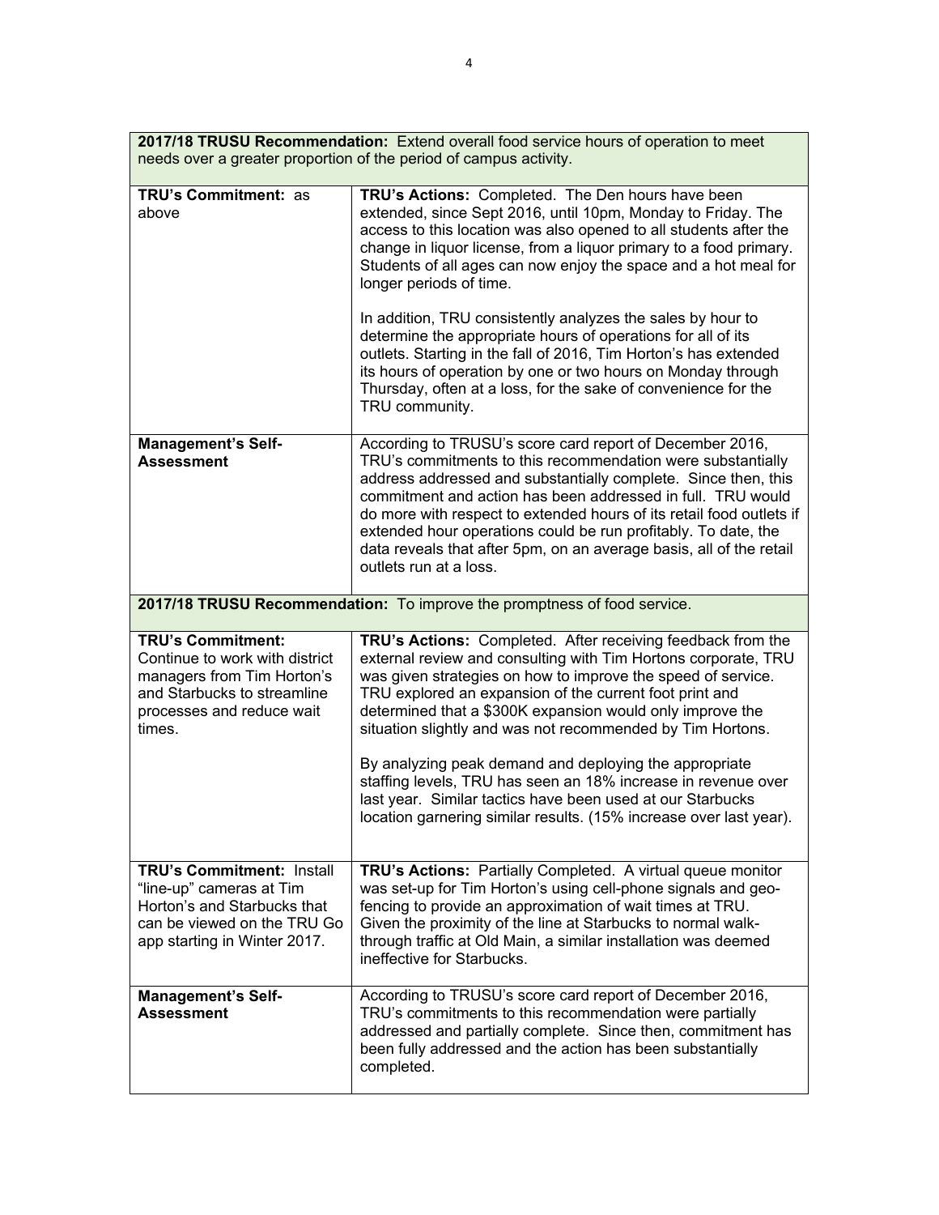| **2017/18 TRUSU Recommendation:** Extend overall food service hours of operation to meet needs over a greater proportion of the period of campus activity. | |
|---|---|
| **TRU's Commitment:** as above | **TRU's Actions:** Completed. The Den hours have been extended, since Sept 2016, until 10pm, Monday to Friday. The access to this location was also opened to all students after the change in liquor license, from a liquor primary to a food primary. Students of all ages can now enjoy the space and a hot meal for longer periods of time.<br><br>In addition, TRU consistently analyzes the sales by hour to determine the appropriate hours of operations for all of its outlets. Starting in the fall of 2016, Tim Horton's has extended its hours of operation by one or two hours on Monday through Thursday, often at a loss, for the sake of convenience for the TRU community. |
| **Management's Self-Assessment** | According to TRUSU's score card report of December 2016, TRU's commitments to this recommendation were substantially address addressed and substantially complete. Since then, this commitment and action has been addressed in full. TRU would do more with respect to extended hours of its retail food outlets if extended hour operations could be run profitably. To date, the data reveals that after 5pm, on an average basis, all of the retail outlets run at a loss. |

| **2017/18 TRUSU Recommendation:** To improve the promptness of food service. | |
|---|---|
| **TRU's Commitment:** Continue to work with district managers from Tim Horton's and Starbucks to streamline processes and reduce wait times. | **TRU's Actions:** Completed. After receiving feedback from the external review and consulting with Tim Hortons corporate, TRU was given strategies on how to improve the speed of service. TRU explored an expansion of the current foot print and determined that a $300K expansion would only improve the situation slightly and was not recommended by Tim Hortons.<br><br>By analyzing peak demand and deploying the appropriate staffing levels, TRU has seen an 18% increase in revenue over last year. Similar tactics have been used at our Starbucks location garnering similar results. (15% increase over last year). |
| **TRU's Commitment:** Install "line-up" cameras at Tim Horton's and Starbucks that can be viewed on the TRU Go app starting in Winter 2017. | **TRU's Actions:** Partially Completed. A virtual queue monitor was set-up for Tim Horton's using cell-phone signals and geo-fencing to provide an approximation of wait times at TRU. Given the proximity of the line at Starbucks to normal walk-through traffic at Old Main, a similar installation was deemed ineffective for Starbucks. |
| **Management's Self-Assessment** | According to TRUSU's score card report of December 2016, TRU's commitments to this recommendation were partially addressed and partially complete. Since then, commitment has been fully addressed and the action has been substantially completed. |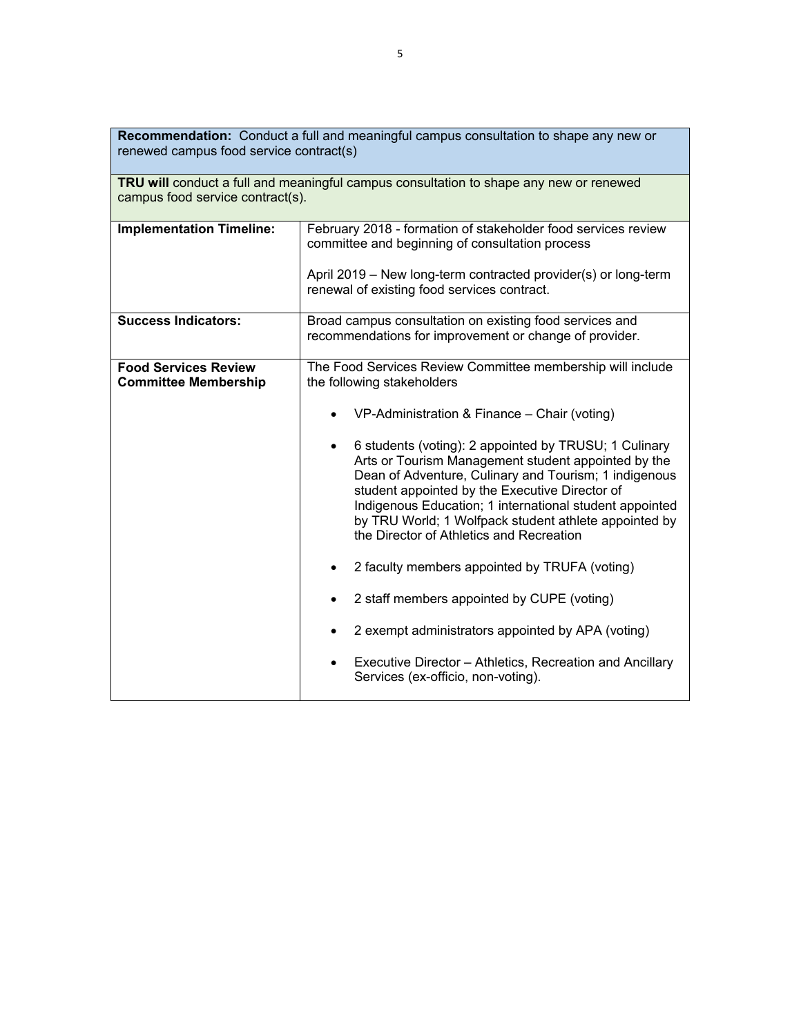| **Recommendation:** Conduct a full and meaningful campus consultation to shape any new or renewed campus food service contract(s) | |
|---|---|
| **TRU will** conduct a full and meaningful campus consultation to shape any new or renewed campus food service contract(s). | |
| **Implementation Timeline:** | February 2018 - formation of stakeholder food services review committee and beginning of consultation process<br><br>April 2019 – New long-term contracted provider(s) or long-term renewal of existing food services contract. |
| **Success Indicators:** | Broad campus consultation on existing food services and recommendations for improvement or change of provider. |
| **Food Services Review Committee Membership** | The Food Services Review Committee membership will include the following stakeholders<br><br>• VP-Administration & Finance – Chair (voting)<br><br>• 6 students (voting): 2 appointed by TRUSU; 1 Culinary Arts or Tourism Management student appointed by the Dean of Adventure, Culinary and Tourism; 1 indigenous student appointed by the Executive Director of Indigenous Education; 1 international student appointed by TRU World; 1 Wolfpack student athlete appointed by the Director of Athletics and Recreation<br><br>• 2 faculty members appointed by TRUFA (voting)<br><br>• 2 staff members appointed by CUPE (voting)<br><br>• 2 exempt administrators appointed by APA (voting)<br><br>• Executive Director – Athletics, Recreation and Ancillary Services (ex-officio, non-voting). |